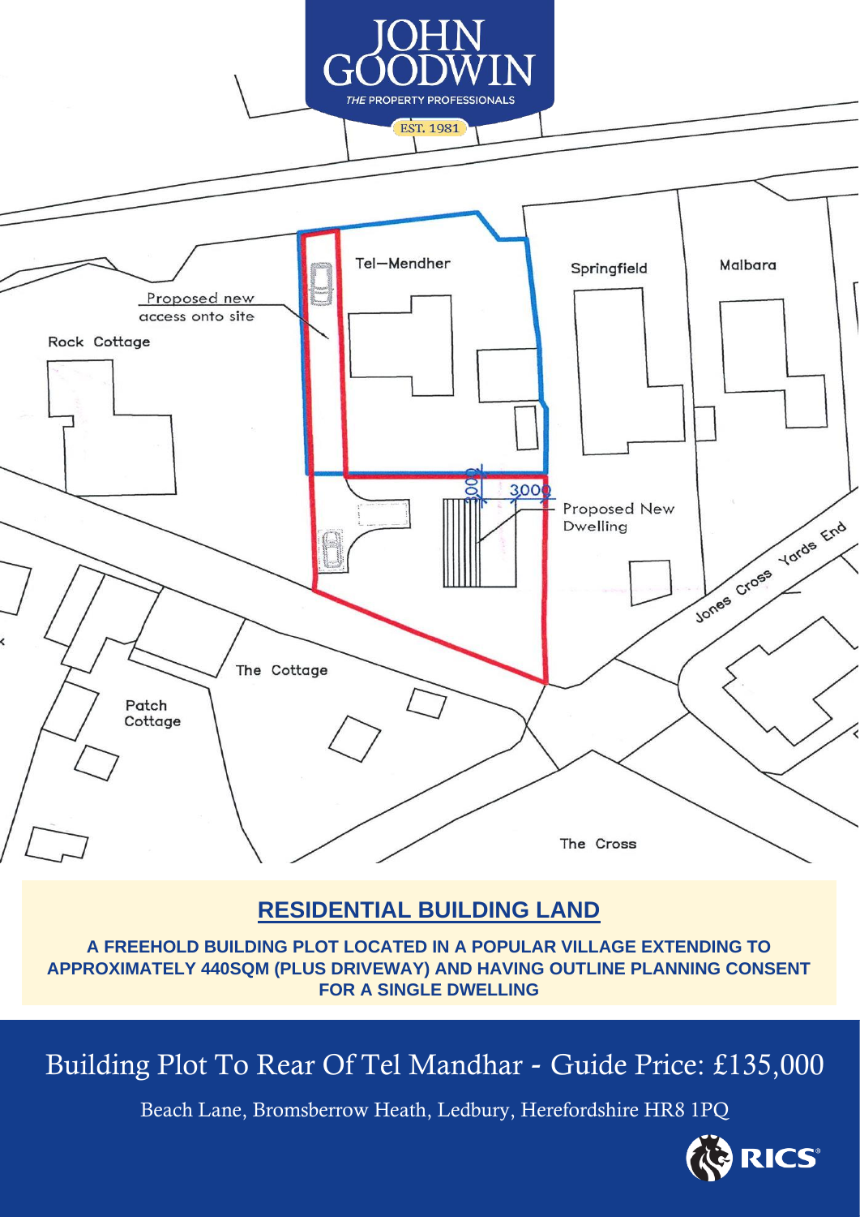## RESIDENTIAL BUILDING LAND

**A FREEHOLD BUILDING PLOT LOCATED IN A POPULAR VILLAGE EXTENDING TO APPROXIMATELY 440SQM (PLUS DRIVEWAY) AND HAVING OUTLINE PLANNING CONSENT FOR A SINGLE DWELLING**

# Building Plot To Rear Of Tel Mandhar - Guide Price: £135,000

Beach Lane, Bromsberrow Heath, Ledbury, Herefordshire HR8 1PQ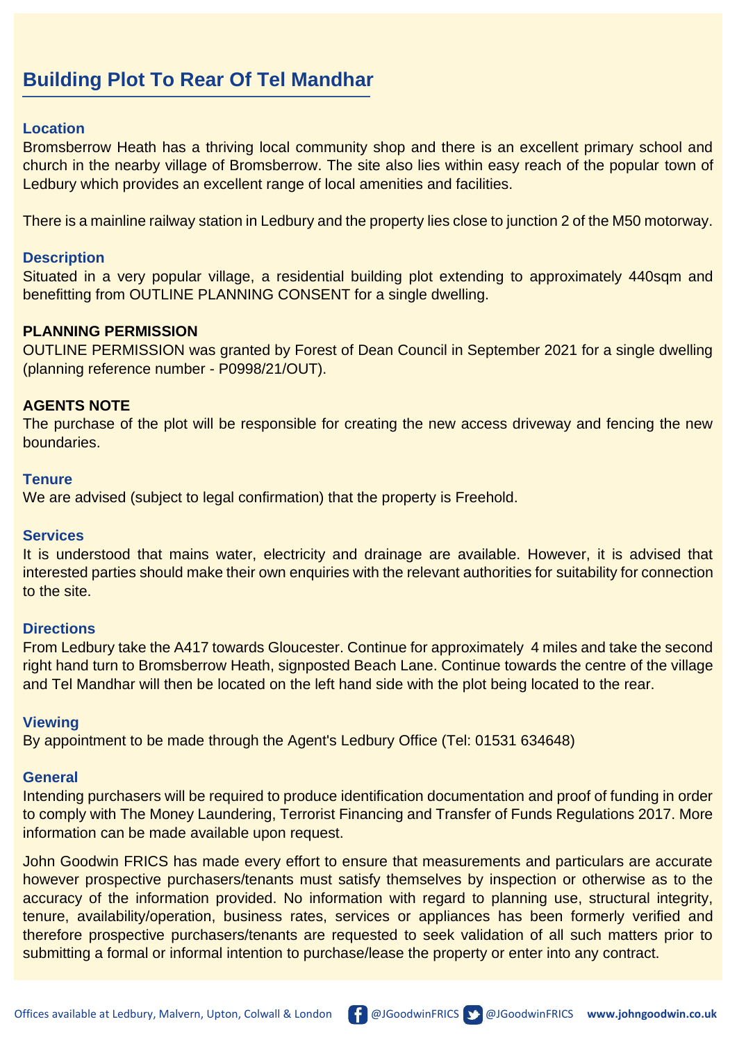# Building Plot To Rear Of Tel Mandhar

## Location

Bromsberrow Heath has a thriving local community shop and there is an excellent primary school and church in the nearby village of Bromsberrow. The site also lies within easy reach of the popular town of Ledbury which provides an excellent range of local amenities and facilities.

There is a mainline railway station in Ledbury and the property lies close to junction 2 of the M50 motorway.

## Description

Situated in a very popular village, a residential building plot extending to approximately 440sqm and benefitting from OUTLINE PLANNING CONSENT for a single dwelling.

**PLANNING PERMISSION**

OUTLINE PERMISSION was granted by Forest of Dean Council in September 2021 for a single dwelling (planning reference number - P0998/21/OUT).

**AGENTS NOTE**

The purchase of the plot will be responsible for creating the new access driveway and fencing the new boundaries.

## Tenure

We are advised (subject to legal confirmation) that the property is Freehold.

## Services

It is understood that mains water, electricity and drainage are available. However, it is advised that interested parties should make their own enquiries with the relevant authorities for suitability for connection to the site.

## Directions

From Ledbury take the A417 towards Gloucester. Continue for approximately 4 miles and take the second right hand turn to Bromsberrow Heath, signposted Beach Lane. Continue towards the centre of the village and Tel Mandhar will then be located on the left hand side with the plot being located to the rear.

## Viewing

By appointment to be made through the Agent's Ledbury Office (Tel: 01531 634648)

## General

Intending purchasers will be required to produce identification documentation and proof of funding in order to comply with The Money Laundering, Terrorist Financing and Transfer of Funds Regulations 2017. More information can be made available upon request.

John Goodwin FRICS has made every effort to ensure that measurements and particulars are accurate however prospective purchasers/tenants must satisfy themselves by inspection or otherwise as to the accuracy of the information provided. No information with regard to planning use, structural integrity, tenure, availability/operation, business rates, services or appliances has been formerly verified and therefore prospective purchasers/tenants are requested to seek validation of all such matters prior to submitting a formal or informal intention to purchase/lease the property or enter into any contract.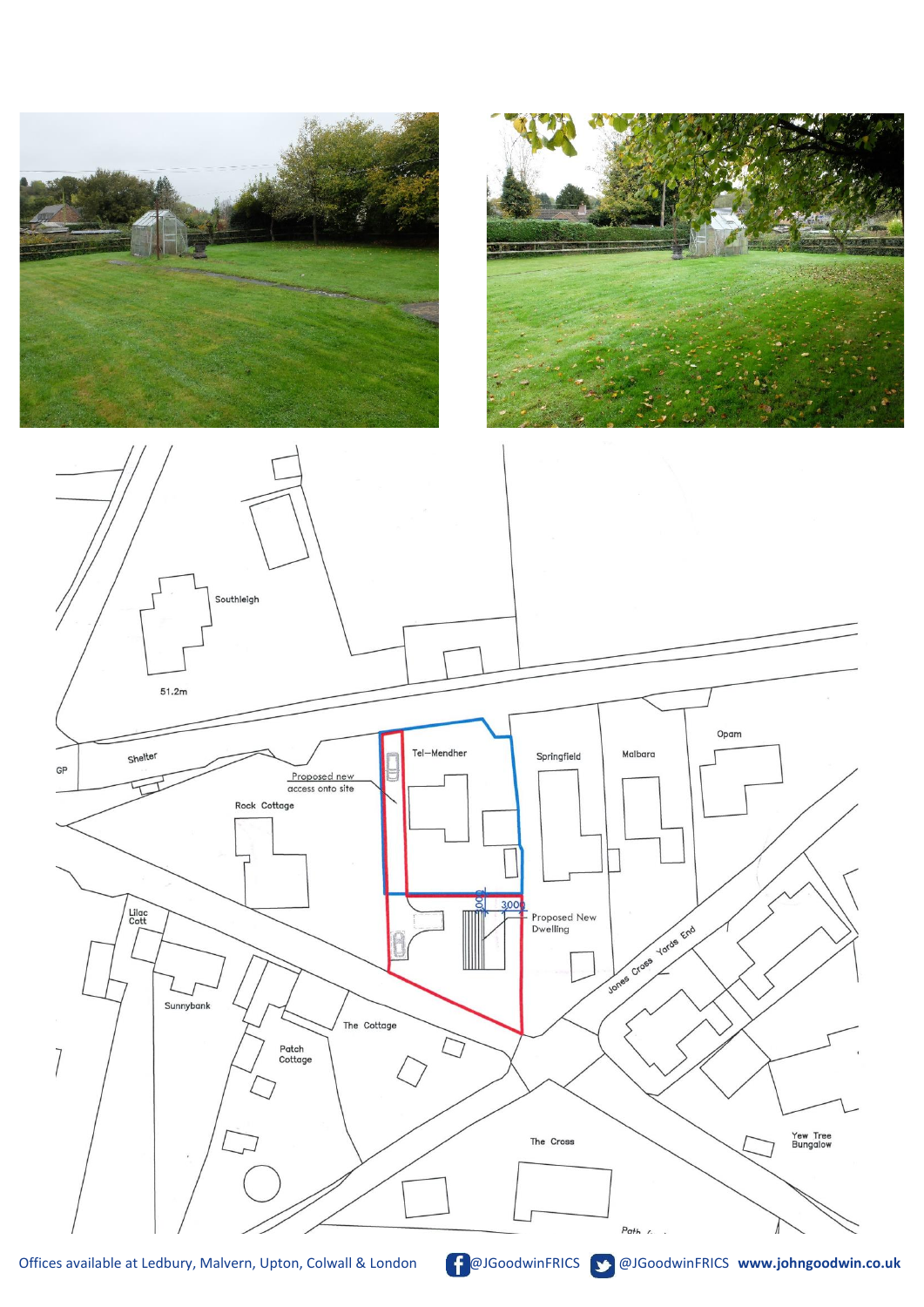Southleigh

51.2m

Shelter

GP

Tel–Mendher

Proposed new access onto site

Rock Cottage

Springfield

Malbara

Opam

3000

3000

Proposed New Dwelling

Jones Cross Yards End

Lilac Cott

Sunnybank

The Cottage

Patch Cottage

The Cross

Yew Tree Bungalow

Path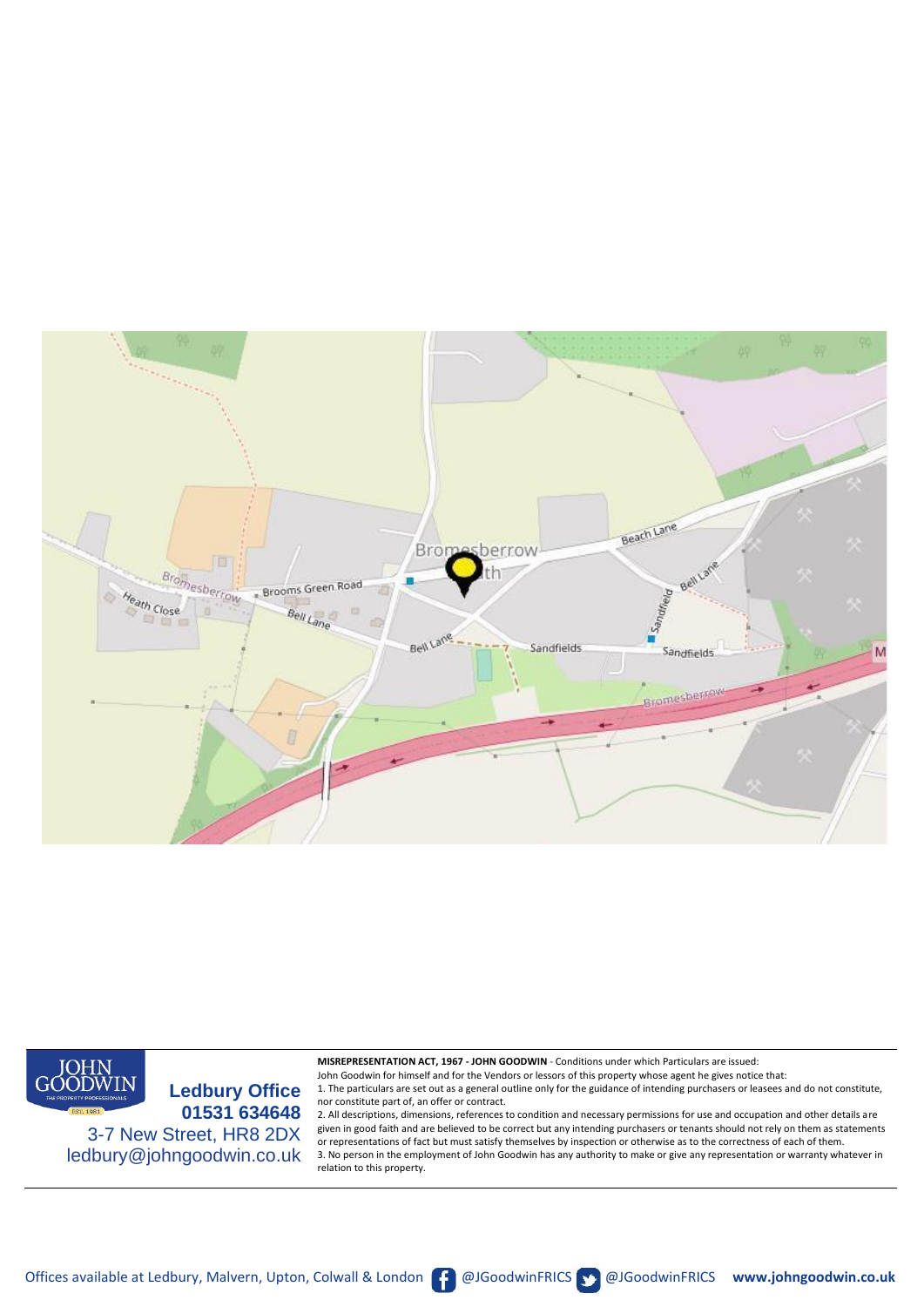Bromesberrow Heath
Beach Lane
Bell Lane
Brooms Green Road
Heath Close
Bromesberrow
Sandfields
Sandfield

JOHN GOODWIN
THE PROPERTY PROFESSIONALS
EST. 1981

**Ledbury Office**
**01531 634648**
3-7 New Street, HR8 2DX
ledbury@johngoodwin.co.uk

**MISREPRESENTATION ACT, 1967 - JOHN GOODWIN** - Conditions under which Particulars are issued:
John Goodwin for himself and for the Vendors or lessors of this property whose agent he gives notice that:
1. The particulars are set out as a general outline only for the guidance of intending purchasers or leasees and do not constitute, nor constitute part of, an offer or contract.
2. All descriptions, dimensions, references to condition and necessary permissions for use and occupation and other details are given in good faith and are believed to be correct but any intending purchasers or tenants should not rely on them as statements or representations of fact but must satisfy themselves by inspection or otherwise as to the correctness of each of them.
3. No person in the employment of John Goodwin has any authority to make or give any representation or warranty whatever in relation to this property.

Offices available at Ledbury, Malvern, Upton, Colwall & London @JGoodwinFRICS @JGoodwinFRICS **www.johngoodwin.co.uk**